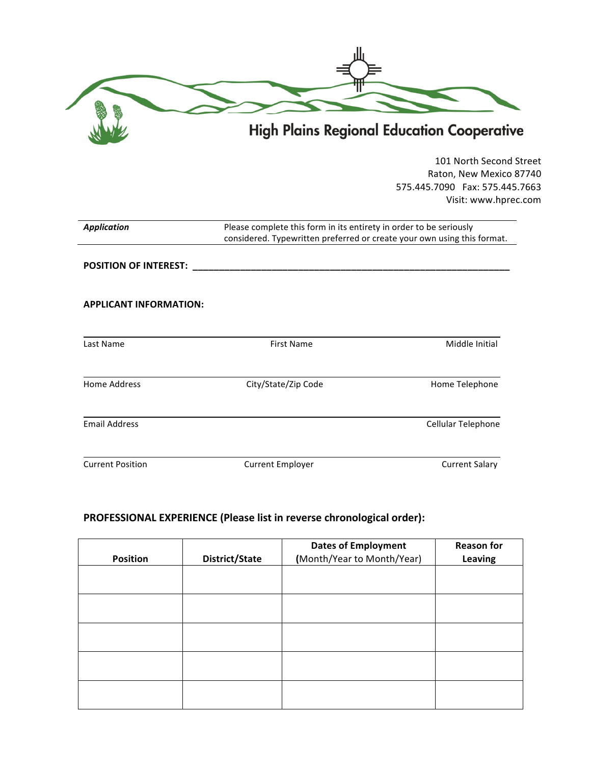# High Plains Regional Education Cooperative

101 North Second Street
Raton, New Mexico 87740
575.445.7090 Fax: 575.445.7663
Visit: www.hprec.com

| ***Application*** | Please complete this form in its entirety in order to be seriously considered. Typewritten preferred or create your own using this format. |
|---|---|

**POSITION OF INTEREST:** ______________________________________________________________

**APPLICANT INFORMATION:**

| Last Name | First Name | Middle Initial |
|---|---|---|
| Home Address | City/State/Zip Code | Home Telephone |
| Email Address | | Cellular Telephone |
| Current Position | Current Employer | Current Salary |

## PROFESSIONAL EXPERIENCE (Please list in reverse chronological order):

| Position | District/State | Dates of Employment (Month/Year to Month/Year) | Reason for Leaving |
|---|---|---|---|
| | | | |
| | | | |
| | | | |
| | | | |
| | | | |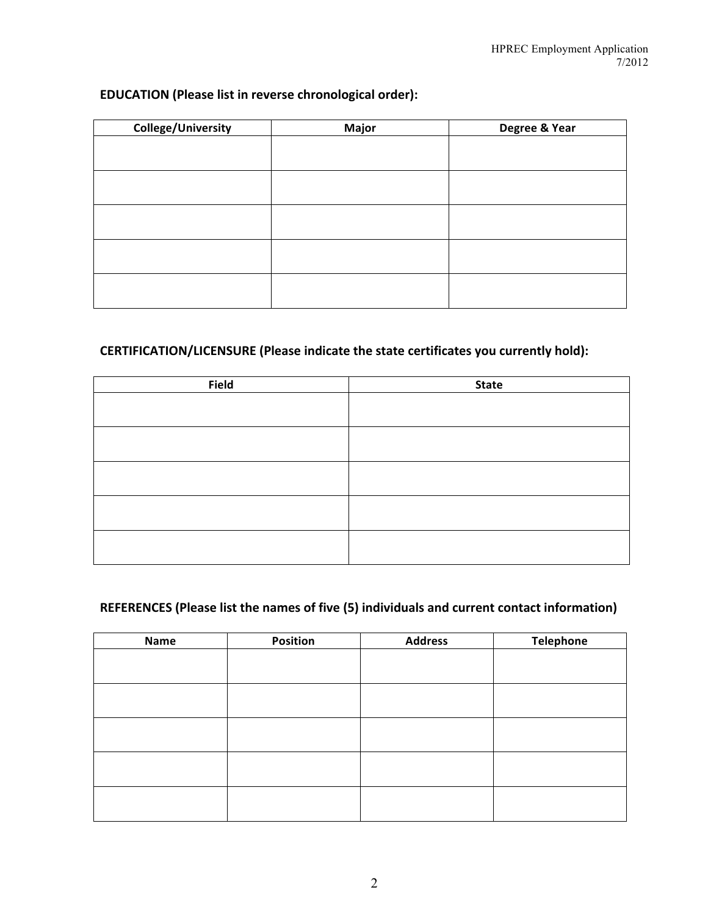**EDUCATION (Please list in reverse chronological order):**

| College/University | Major | Degree & Year |
|---|---|---|
| | | |
| | | |
| | | |
| | | |
| | | |

**CERTIFICATION/LICENSURE (Please indicate the state certificates you currently hold):**

| Field | State |
|---|---|
| | |
| | |
| | |
| | |
| | |

**REFERENCES (Please list the names of five (5) individuals and current contact information)**

| Name | Position | Address | Telephone |
|---|---|---|---|
| | | | |
| | | | |
| | | | |
| | | | |
| | | | |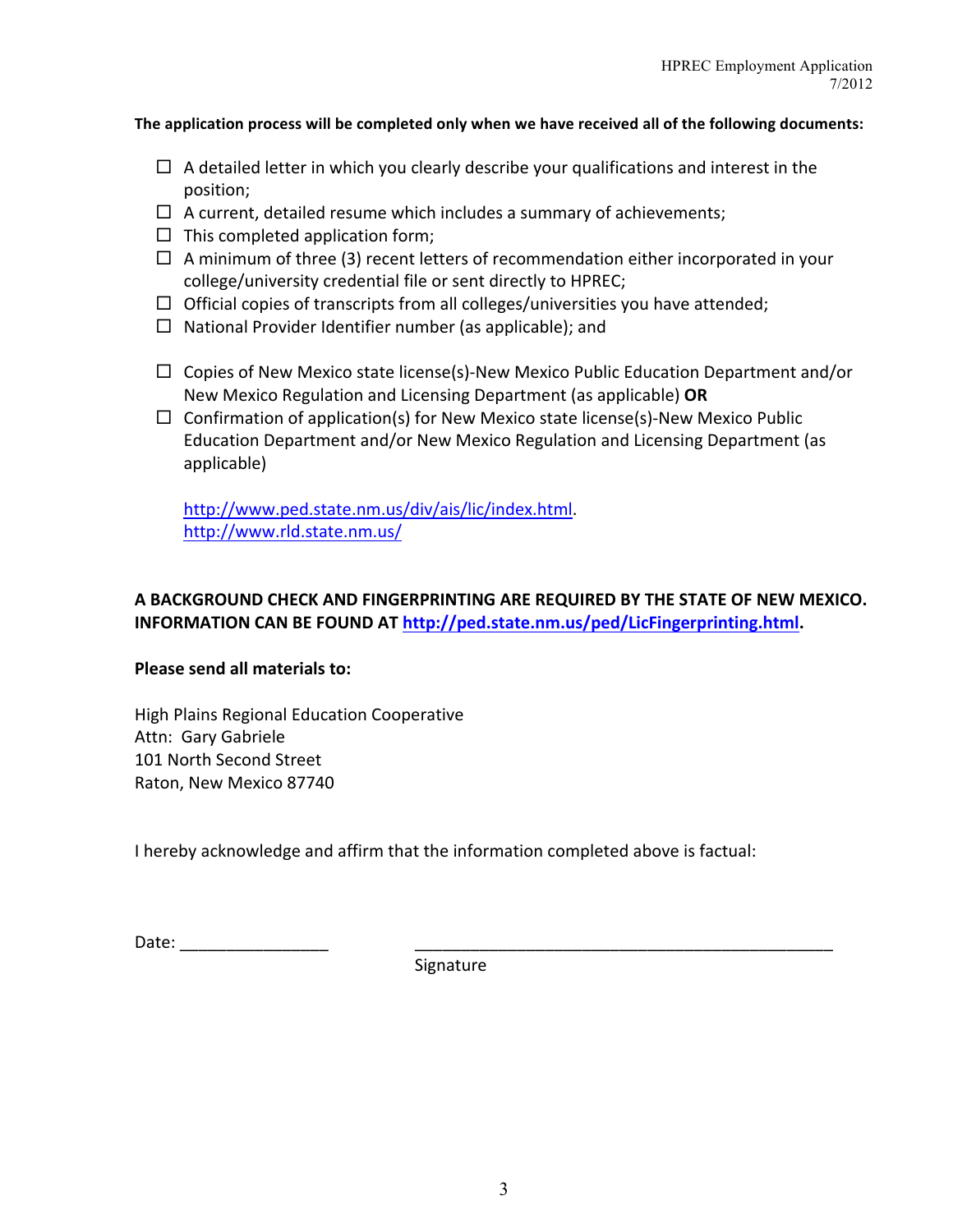**The application process will be completed only when we have received all of the following documents:**

- ☐ A detailed letter in which you clearly describe your qualifications and interest in the position;
- ☐ A current, detailed resume which includes a summary of achievements;
- ☐ This completed application form;
- ☐ A minimum of three (3) recent letters of recommendation either incorporated in your college/university credential file or sent directly to HPREC;
- ☐ Official copies of transcripts from all colleges/universities you have attended;
- ☐ National Provider Identifier number (as applicable); and

- ☐ Copies of New Mexico state license(s)-New Mexico Public Education Department and/or New Mexico Regulation and Licensing Department (as applicable) **OR**
- ☐ Confirmation of application(s) for New Mexico state license(s)-New Mexico Public Education Department and/or New Mexico Regulation and Licensing Department (as applicable)

  http://www.ped.state.nm.us/div/ais/lic/index.html.
  http://www.rld.state.nm.us/

**A BACKGROUND CHECK AND FINGERPRINTING ARE REQUIRED BY THE STATE OF NEW MEXICO. INFORMATION CAN BE FOUND AT http://ped.state.nm.us/ped/LicFingerprinting.html.**

**Please send all materials to:**

High Plains Regional Education Cooperative
Attn: Gary Gabriele
101 North Second Street
Raton, New Mexico 87740

I hereby acknowledge and affirm that the information completed above is factual:

Date: ________________ ______________________________________________
Signature